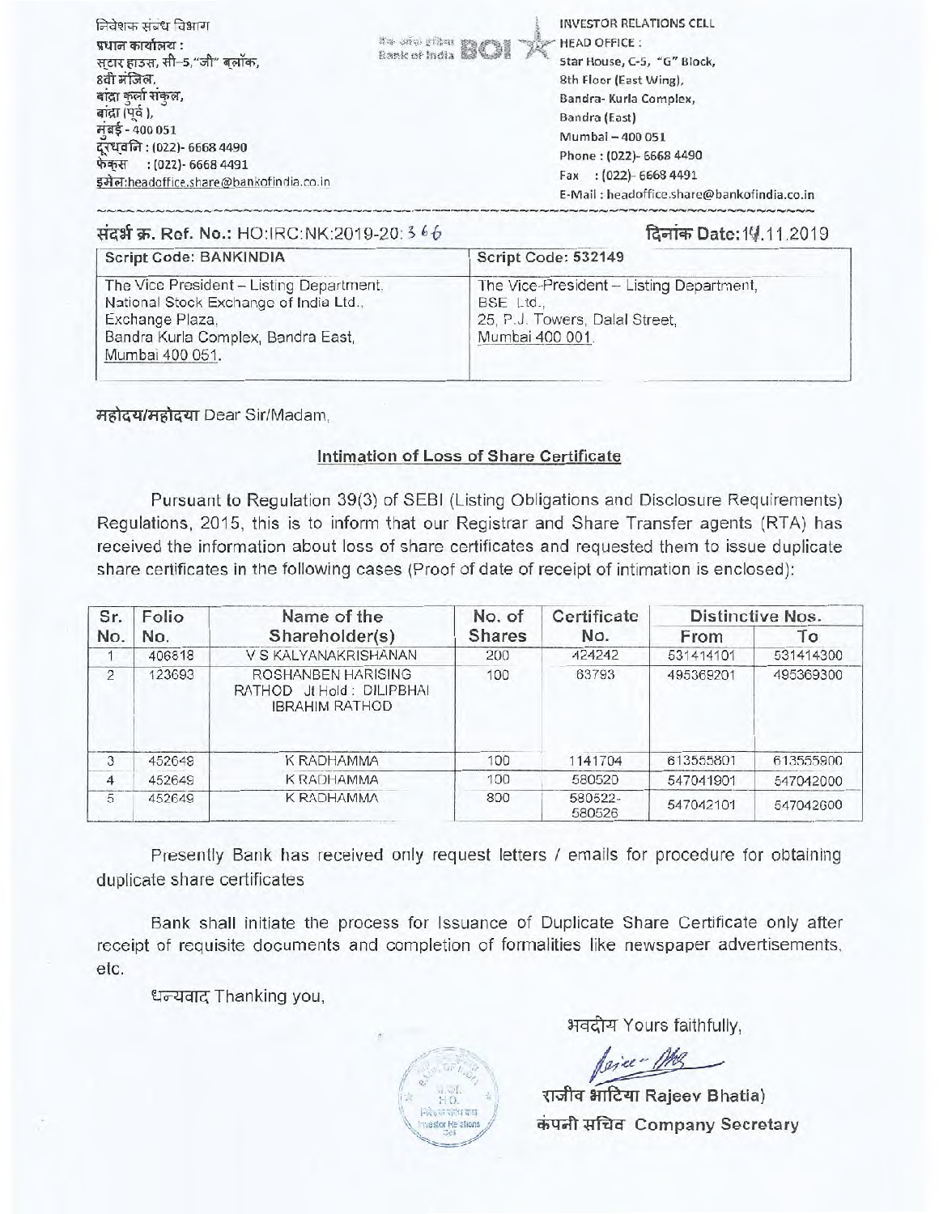निवेशक संबंध विभाग
प्रधान कार्यालय :
स्टार हाउस, सी-5,"जी" ब्लॉक,
8वी मंजिल,
बांद्रा कुर्ला संकुल,
बांद्रा (पूर्व ),
मुंबई - 400 051
दूरध्वनि : (022)- 6668 4490
फेक्स : (022)- 6668 4491
इमेल:headoffice.share@bankofindia.co.in

INVESTOR RELATIONS CELL
HEAD OFFICE :
Star House, C-5, "G" Block,
8th Floor (East Wing),
Bandra- Kurla Complex,
Bandra (East)
Mumbai – 400 051
Phone : (022)- 6668 4490
Fax : (022)- 6668 4491
E-Mail : headoffice.share@bankofindia.co.in

संदर्भ क्र. Ref. No.: HO:IRC:NK:2019-20: 366

दिनांक Date: 14.11.2019

| Script Code: BANKINDIA | Script Code: 532149 |
|---|---|
| The Vice President – Listing Department, National Stock Exchange of India Ltd., Exchange Plaza, Bandra Kurla Complex, Bandra East, Mumbai 400 051. | The Vice-President – Listing Department, BSE Ltd., 25, P.J. Towers, Dalal Street, Mumbai 400 001. |

महोदय/महोदया Dear Sir/Madam,

## Intimation of Loss of Share Certificate

Pursuant to Regulation 39(3) of SEBI (Listing Obligations and Disclosure Requirements) Regulations, 2015, this is to inform that our Registrar and Share Transfer agents (RTA) has received the information about loss of share certificates and requested them to issue duplicate share certificates in the following cases (Proof of date of receipt of intimation is enclosed):

| Sr. No. | Folio No. | Name of the Shareholder(s) | No. of Shares | Certificate No. | Distinctive Nos. | |
|---|---|---|---|---|---|---|
| | | | | | From | To |
| 1 | 406818 | V S KALYANAKRISHANAN | 200 | 424242 | 531414101 | 531414300 |
| 2 | 123693 | ROSHANBEN HARISING RATHOD Jt Hold : DILIPBHAI IBRAHIM RATHOD | 100 | 63793 | 495369201 | 495369300 |
| 3 | 452649 | K RADHAMMA | 100 | 1141704 | 613555801 | 613555900 |
| 4 | 452649 | K RADHAMMA | 100 | 580520 | 547041901 | 547042000 |
| 5 | 452649 | K RADHAMMA | 800 | 580522-580526 | 547042101 | 547042600 |

Presently Bank has received only request letters / emails for procedure for obtaining duplicate share certificates

Bank shall initiate the process for Issuance of Duplicate Share Certificate only after receipt of requisite documents and completion of formalities like newspaper advertisements, etc.

धन्यवाद Thanking you,

भवदीय Yours faithfully,

राजीव भाटिया Rajeev Bhatia)
कंपनी सचिव Company Secretary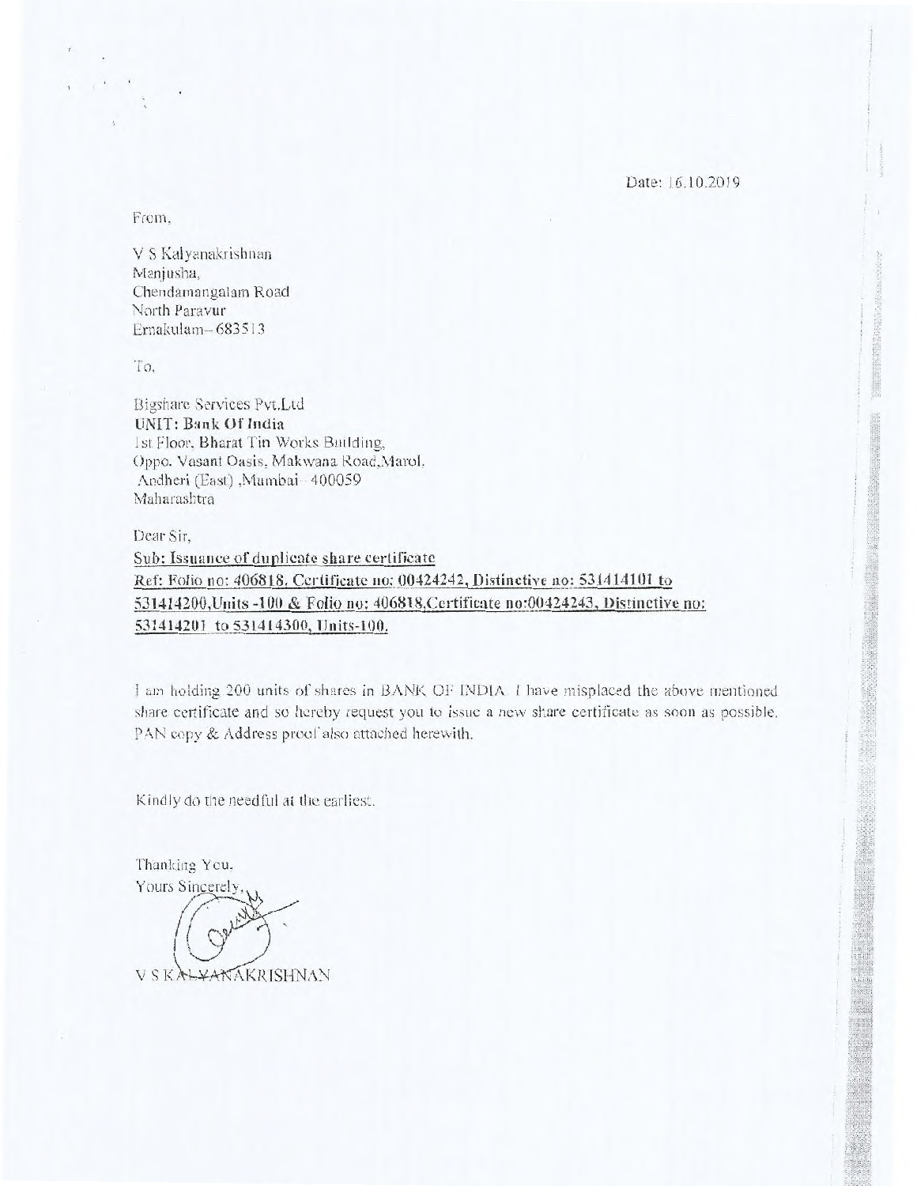Date: 16.10.2019

From,

V S Kalyanakrishnan
Manjusha,
Chendamangalam Road
North Paravur
Ernakulam– 683513

To,

Bigshare Services Pvt.Ltd
**UNIT: Bank Of India**
1st Floor, Bharat Tin Works Building,
Oppo. Vasant Oasis, Makwana Road,Marol,
Andheri (East) ,Mumbai– 400059
Maharashtra

Dear Sir,

**Sub: Issuance of duplicate share certificate**
**Ref: Folio no: 406818, Certificate no: 00424242, Distinctive no: 531414101 to 531414200,Units -100 & Folio no: 406818,Certificate no:00424243, Distinctive no: 531414201 to 531414300, Units-100.**

I am holding 200 units of shares in BANK OF INDIA. I have misplaced the above mentioned share certificate and so hereby request you to issue a new share certificate as soon as possible. PAN copy & Address proof also attached herewith.

Kindly do the needful at the earliest.

Thanking You.
Yours Sincerely,

V S KALYANAKRISHNAN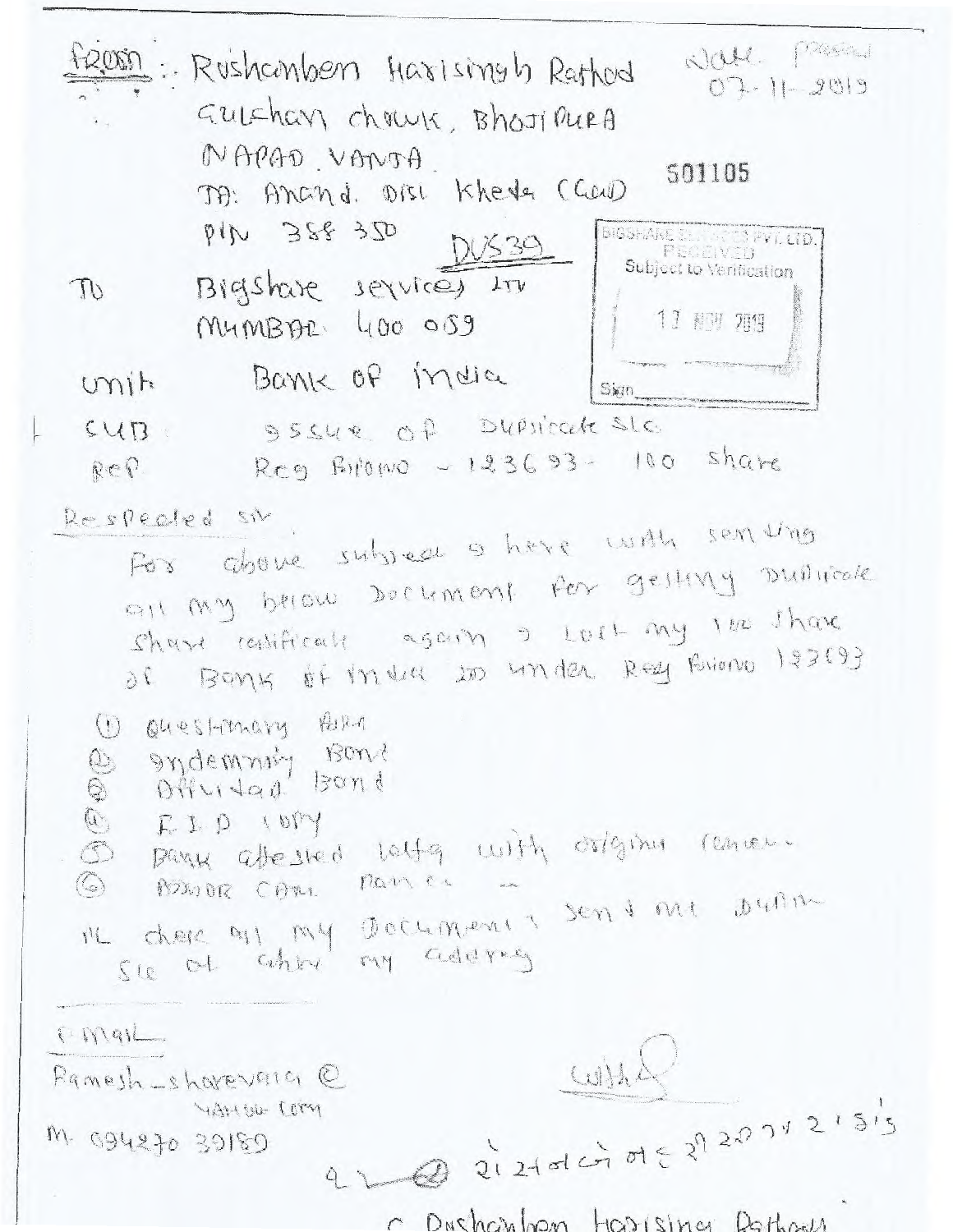From : Rushanben Harisingh Rathod
Gulshan Chowk, Bhojipura
Napad Vanta
Ta: Anand. Dist Kheda (Guj)
Pin 388 350

Date Posted
07-11-2019

501105

DUS39

BIGSHARE SERVICES PVT. LTD.
RECEIVED
Subject to Verification
12 NOV 2019
Sign

To Bigshare services LTD
Mumbai 400 059

Unit Bank of India

Sub : Issue of Duplicate S/C

Ref Reg Folio no - 123693 - 100 share

Respected Sir

For above subject I here with sending all my below Document for getting Duplicate share certificate again I Lost my 100 share of Bank of India LTD under Reg Folio no 123693

1. Questionary form
2. Indemnity Bond
3. Affidavit Bond
4. F.I.R copy
5. Bank attested letter with original Cancel
6. Aadhar Card Name --

Pl. check all my Documents send me Duplicate S/C at given my address

Email
Ramesh_sharevala@yahoo.com

M. 09427039189

(signature)

રેશમબેન હરિસિંહ રાઠોડ

C Rushanben Harisingh Rathod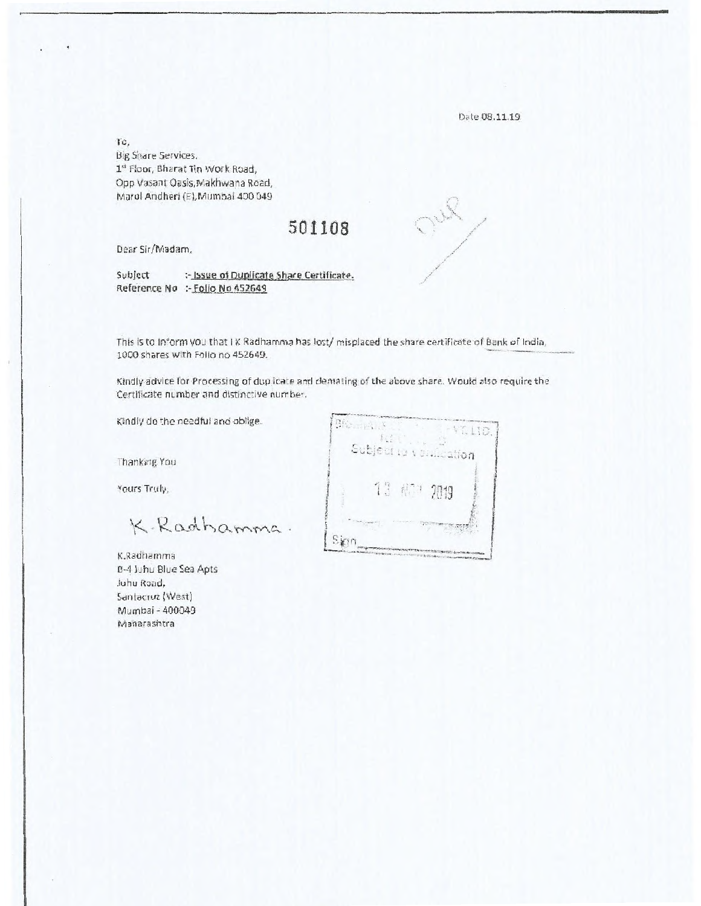Date 08.11.19

To,
Big Share Services.
1st Floor, Bharat Tin Work Road,
Opp Vasant Oasis,Makhwana Road,
Marol Andheri (E),Mumbai 400 049

501108

Dup

Dear Sir/Madam,

Subject :- Issue of Duplicate Share Certificate.
Reference No :- Folio No 452649

This is to inform you that I K Radhamma has lost/ misplaced the share certificate of Bank of India, 1000 shares with Folio no 452649.

Kindly advice for Processing of duplicate and demating of the above share. Would also require the Certificate number and distinctive number.

Kindly do the needful and oblige.

Thanking You

Yours Truly,

K. Radhamma.

K.Radhamma
B-4 Juhu Blue Sea Apts
Juhu Road,
Santacruz (West)
Mumbai - 400049
Maharashtra

Subject to Verification
13 NOV 2019
Sign